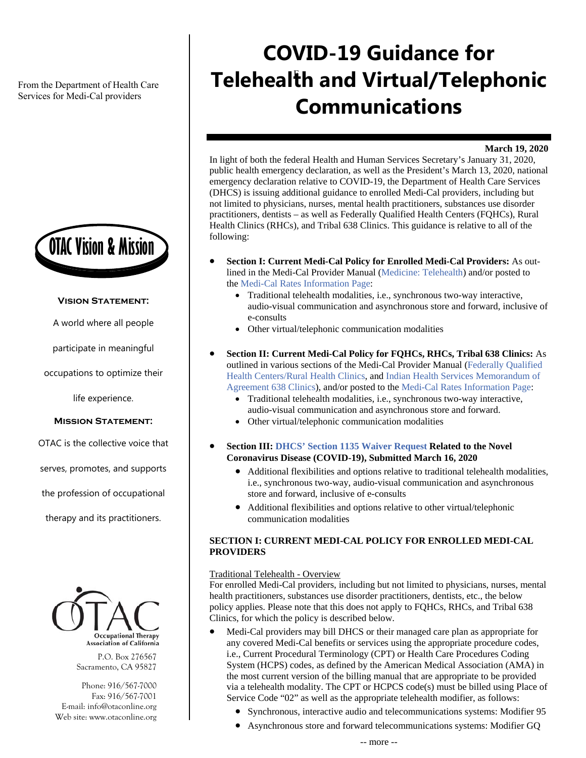From the Department of Health Care Services for Medi-Cal providers

# COVID-19 Guidance for Telehealth and Virtual/Telephonic Communications

**March 19, 2020**

In light of both the federal Health and Human Services Secretary's January 31, 2020, public health emergency declaration, as well as the President's March 13, 2020, national emergency declaration relative to COVID-19, the Department of Health Care Services (DHCS) is issuing additional guidance to enrolled Medi-Cal providers, including but not limited to physicians, nurses, mental health practitioners, substances use disorder practitioners, dentists – as well as Federally Qualified Health Centers (FQHCs), Rural Health Clinics (RHCs), and Tribal 638 Clinics. This guidance is relative to all of the following:

- **Section I: Current Medi-Cal Policy for Enrolled Medi-Cal Providers:** As outlined in the Medi-Cal Provider Manual (Medicine: Telehealth) and/or posted to the Medi-Cal Rates Information Page:
  - Traditional telehealth modalities, i.e., synchronous two-way interactive, audio-visual communication and asynchronous store and forward, inclusive of e-consults
  - Other virtual/telephonic communication modalities
- **Section II: Current Medi-Cal Policy for FQHCs, RHCs, Tribal 638 Clinics:** As outlined in various sections of the Medi-Cal Provider Manual (Federally Qualified Health Centers/Rural Health Clinics, and Indian Health Services Memorandum of Agreement 638 Clinics), and/or posted to the Medi-Cal Rates Information Page:
  - Traditional telehealth modalities, i.e., synchronous two-way interactive, audio-visual communication and asynchronous store and forward.
  - Other virtual/telephonic communication modalities
- **Section III: DHCS' Section 1135 Waiver Request Related to the Novel Coronavirus Disease (COVID-19), Submitted March 16, 2020**
  - Additional flexibilities and options relative to traditional telehealth modalities, i.e., synchronous two-way, audio-visual communication and asynchronous store and forward, inclusive of e-consults
  - Additional flexibilities and options relative to other virtual/telephonic communication modalities

## SECTION I: CURRENT MEDI-CAL POLICY FOR ENROLLED MEDI-CAL PROVIDERS

Traditional Telehealth - Overview

For enrolled Medi-Cal providers, including but not limited to physicians, nurses, mental health practitioners, substances use disorder practitioners, dentists, etc., the below policy applies. Please note that this does not apply to FQHCs, RHCs, and Tribal 638 Clinics, for which the policy is described below.

- Medi-Cal providers may bill DHCS or their managed care plan as appropriate for any covered Medi-Cal benefits or services using the appropriate procedure codes, i.e., Current Procedural Terminology (CPT) or Health Care Procedures Coding System (HCPS) codes, as defined by the American Medical Association (AMA) in the most current version of the billing manual that are appropriate to be provided via a telehealth modality. The CPT or HCPCS code(s) must be billed using Place of Service Code "02" as well as the appropriate telehealth modifier, as follows:
  - Synchronous, interactive audio and telecommunications systems: Modifier 95
  - Asynchronous store and forward telecommunications systems: Modifier GQ

-- more --

OTAC Vision & Mission

**Vision Statement:**

A world where all people participate in meaningful occupations to optimize their life experience.

**Mission Statement:**

OTAC is the collective voice that serves, promotes, and supports the profession of occupational therapy and its practitioners.

OTAC
Occupational Therapy Association of California

P.O. Box 276567
Sacramento, CA 95827

Phone: 916/567-7000
Fax: 916/567-7001
E-mail: info@otaconline.org
Web site: www.otaconline.org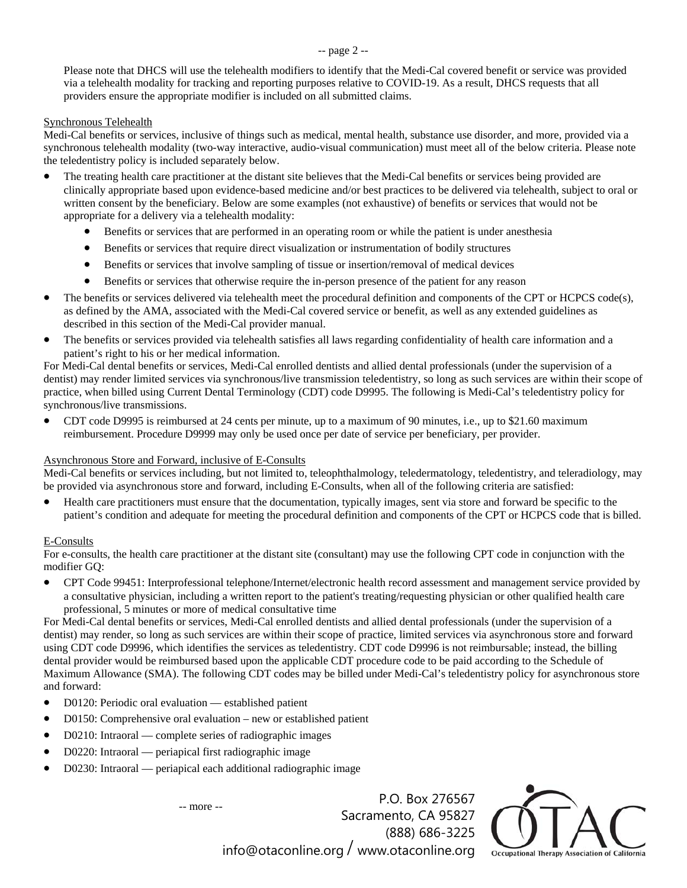Please note that DHCS will use the telehealth modifiers to identify that the Medi-Cal covered benefit or service was provided via a telehealth modality for tracking and reporting purposes relative to COVID-19. As a result, DHCS requests that all providers ensure the appropriate modifier is included on all submitted claims.

Synchronous Telehealth

Medi-Cal benefits or services, inclusive of things such as medical, mental health, substance use disorder, and more, provided via a synchronous telehealth modality (two-way interactive, audio-visual communication) must meet all of the below criteria. Please note the teledentistry policy is included separately below.

- The treating health care practitioner at the distant site believes that the Medi-Cal benefits or services being provided are clinically appropriate based upon evidence-based medicine and/or best practices to be delivered via telehealth, subject to oral or written consent by the beneficiary. Below are some examples (not exhaustive) of benefits or services that would not be appropriate for a delivery via a telehealth modality:
  - Benefits or services that are performed in an operating room or while the patient is under anesthesia
  - Benefits or services that require direct visualization or instrumentation of bodily structures
  - Benefits or services that involve sampling of tissue or insertion/removal of medical devices
  - Benefits or services that otherwise require the in-person presence of the patient for any reason
- The benefits or services delivered via telehealth meet the procedural definition and components of the CPT or HCPCS code(s), as defined by the AMA, associated with the Medi-Cal covered service or benefit, as well as any extended guidelines as described in this section of the Medi-Cal provider manual.
- The benefits or services provided via telehealth satisfies all laws regarding confidentiality of health care information and a patient's right to his or her medical information.

For Medi-Cal dental benefits or services, Medi-Cal enrolled dentists and allied dental professionals (under the supervision of a dentist) may render limited services via synchronous/live transmission teledentistry, so long as such services are within their scope of practice, when billed using Current Dental Terminology (CDT) code D9995. The following is Medi-Cal's teledentistry policy for synchronous/live transmissions.

- CDT code D9995 is reimbursed at 24 cents per minute, up to a maximum of 90 minutes, i.e., up to $21.60 maximum reimbursement. Procedure D9999 may only be used once per date of service per beneficiary, per provider.

Asynchronous Store and Forward, inclusive of E-Consults

Medi-Cal benefits or services including, but not limited to, teleophthalmology, teledermatology, teledentistry, and teleradiology, may be provided via asynchronous store and forward, including E-Consults, when all of the following criteria are satisfied:

- Health care practitioners must ensure that the documentation, typically images, sent via store and forward be specific to the patient's condition and adequate for meeting the procedural definition and components of the CPT or HCPCS code that is billed.

E-Consults

For e-consults, the health care practitioner at the distant site (consultant) may use the following CPT code in conjunction with the modifier GQ:

- CPT Code 99451: Interprofessional telephone/Internet/electronic health record assessment and management service provided by a consultative physician, including a written report to the patient's treating/requesting physician or other qualified health care professional, 5 minutes or more of medical consultative time

For Medi-Cal dental benefits or services, Medi-Cal enrolled dentists and allied dental professionals (under the supervision of a dentist) may render, so long as such services are within their scope of practice, limited services via asynchronous store and forward using CDT code D9996, which identifies the services as teledentistry. CDT code D9996 is not reimbursable; instead, the billing dental provider would be reimbursed based upon the applicable CDT procedure code to be paid according to the Schedule of Maximum Allowance (SMA). The following CDT codes may be billed under Medi-Cal's teledentistry policy for asynchronous store and forward:

- D0120: Periodic oral evaluation — established patient
- D0150: Comprehensive oral evaluation – new or established patient
- D0210: Intraoral — complete series of radiographic images
- D0220: Intraoral — periapical first radiographic image
- D0230: Intraoral — periapical each additional radiographic image

-- more --

P.O. Box 276567
Sacramento, CA 95827
(888) 686-3225
info@otaconline.org / www.otaconline.org

OTAC Occupational Therapy Association of California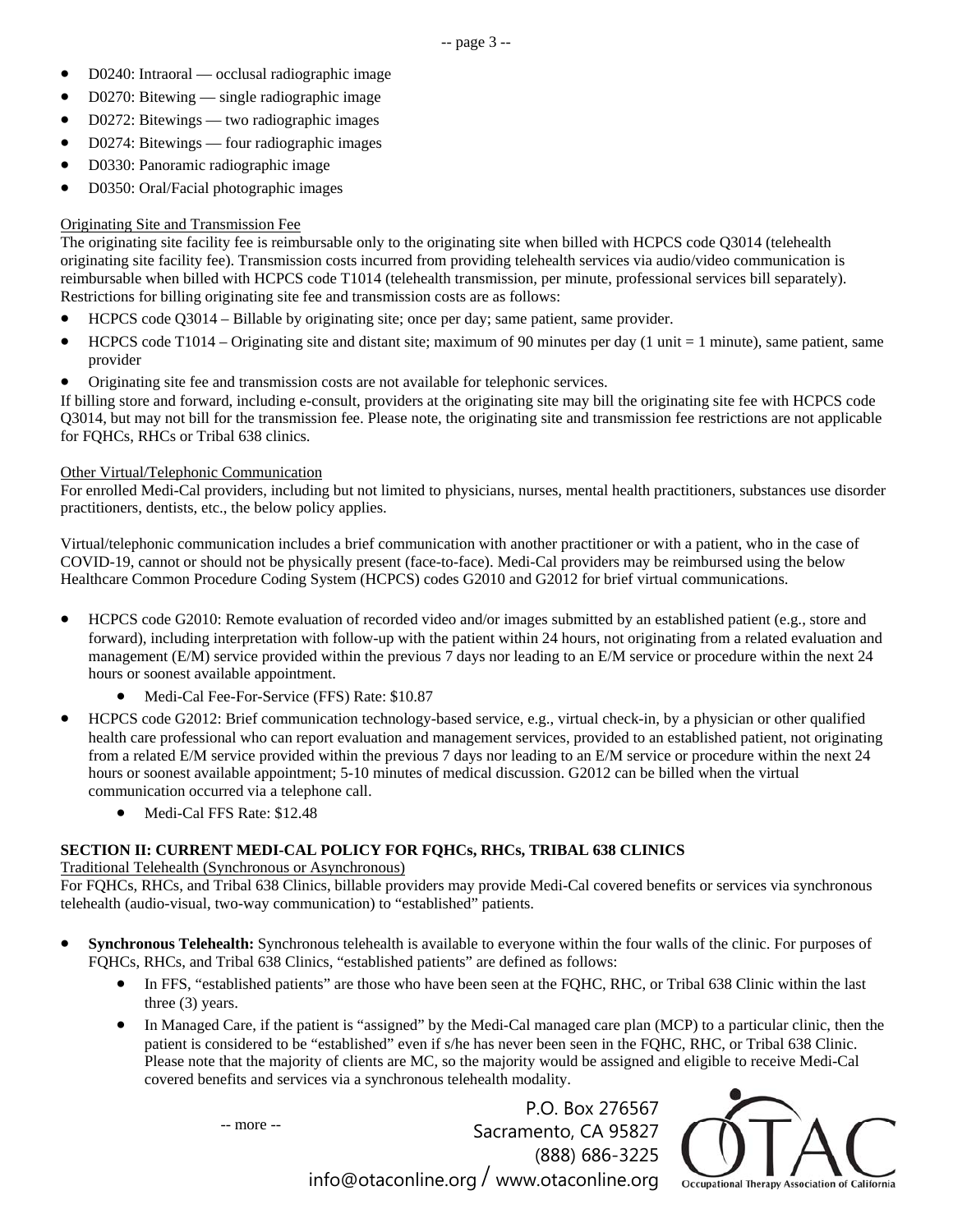- D0240: Intraoral — occlusal radiographic image
- D0270: Bitewing — single radiographic image
- D0272: Bitewings — two radiographic images
- D0274: Bitewings — four radiographic images
- D0330: Panoramic radiographic image
- D0350: Oral/Facial photographic images

Originating Site and Transmission Fee

The originating site facility fee is reimbursable only to the originating site when billed with HCPCS code Q3014 (telehealth originating site facility fee). Transmission costs incurred from providing telehealth services via audio/video communication is reimbursable when billed with HCPCS code T1014 (telehealth transmission, per minute, professional services bill separately). Restrictions for billing originating site fee and transmission costs are as follows:

- HCPCS code Q3014 – Billable by originating site; once per day; same patient, same provider.
- HCPCS code T1014 – Originating site and distant site; maximum of 90 minutes per day (1 unit = 1 minute), same patient, same provider
- Originating site fee and transmission costs are not available for telephonic services.

If billing store and forward, including e-consult, providers at the originating site may bill the originating site fee with HCPCS code Q3014, but may not bill for the transmission fee. Please note, the originating site and transmission fee restrictions are not applicable for FQHCs, RHCs or Tribal 638 clinics.

Other Virtual/Telephonic Communication

For enrolled Medi-Cal providers, including but not limited to physicians, nurses, mental health practitioners, substances use disorder practitioners, dentists, etc., the below policy applies.

Virtual/telephonic communication includes a brief communication with another practitioner or with a patient, who in the case of COVID-19, cannot or should not be physically present (face-to-face). Medi-Cal providers may be reimbursed using the below Healthcare Common Procedure Coding System (HCPCS) codes G2010 and G2012 for brief virtual communications.

- HCPCS code G2010: Remote evaluation of recorded video and/or images submitted by an established patient (e.g., store and forward), including interpretation with follow-up with the patient within 24 hours, not originating from a related evaluation and management (E/M) service provided within the previous 7 days nor leading to an E/M service or procedure within the next 24 hours or soonest available appointment.
    - Medi-Cal Fee-For-Service (FFS) Rate: $10.87
- HCPCS code G2012: Brief communication technology-based service, e.g., virtual check-in, by a physician or other qualified health care professional who can report evaluation and management services, provided to an established patient, not originating from a related E/M service provided within the previous 7 days nor leading to an E/M service or procedure within the next 24 hours or soonest available appointment; 5-10 minutes of medical discussion. G2012 can be billed when the virtual communication occurred via a telephone call.
    - Medi-Cal FFS Rate: $12.48

**SECTION II: CURRENT MEDI-CAL POLICY FOR FQHCs, RHCs, TRIBAL 638 CLINICS**

Traditional Telehealth (Synchronous or Asynchronous)

For FQHCs, RHCs, and Tribal 638 Clinics, billable providers may provide Medi-Cal covered benefits or services via synchronous telehealth (audio-visual, two-way communication) to "established" patients.

- **Synchronous Telehealth:** Synchronous telehealth is available to everyone within the four walls of the clinic. For purposes of FQHCs, RHCs, and Tribal 638 Clinics, "established patients" are defined as follows:
    - In FFS, "established patients" are those who have been seen at the FQHC, RHC, or Tribal 638 Clinic within the last three (3) years.
    - In Managed Care, if the patient is "assigned" by the Medi-Cal managed care plan (MCP) to a particular clinic, then the patient is considered to be "established" even if s/he has never been seen in the FQHC, RHC, or Tribal 638 Clinic. Please note that the majority of clients are MC, so the majority would be assigned and eligible to receive Medi-Cal covered benefits and services via a synchronous telehealth modality.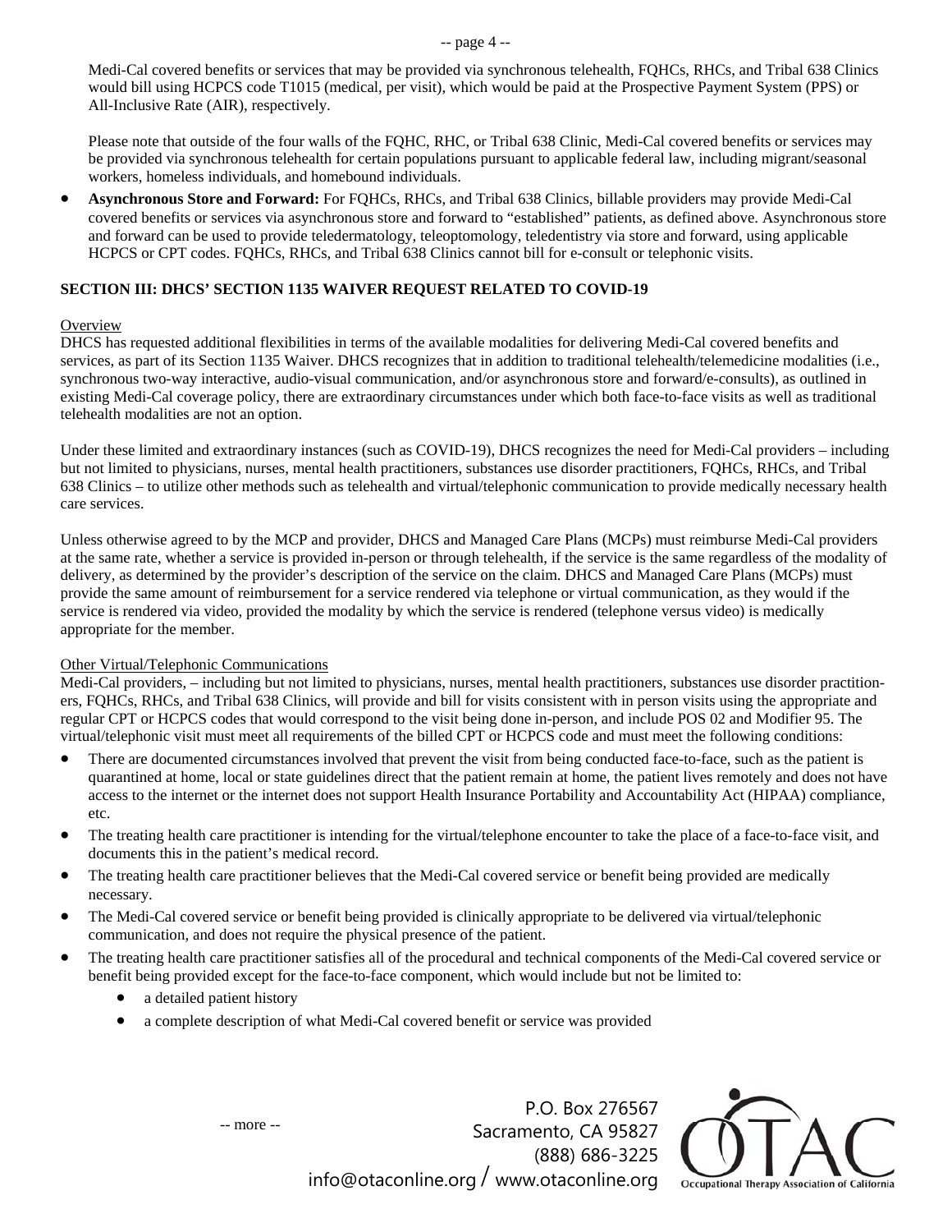Medi-Cal covered benefits or services that may be provided via synchronous telehealth, FQHCs, RHCs, and Tribal 638 Clinics would bill using HCPCS code T1015 (medical, per visit), which would be paid at the Prospective Payment System (PPS) or All-Inclusive Rate (AIR), respectively.

Please note that outside of the four walls of the FQHC, RHC, or Tribal 638 Clinic, Medi-Cal covered benefits or services may be provided via synchronous telehealth for certain populations pursuant to applicable federal law, including migrant/seasonal workers, homeless individuals, and homebound individuals.

- **Asynchronous Store and Forward:** For FQHCs, RHCs, and Tribal 638 Clinics, billable providers may provide Medi-Cal covered benefits or services via asynchronous store and forward to "established" patients, as defined above. Asynchronous store and forward can be used to provide teledermatology, teleoptomology, teledentistry via store and forward, using applicable HCPCS or CPT codes. FQHCs, RHCs, and Tribal 638 Clinics cannot bill for e-consult or telephonic visits.

## SECTION III: DHCS' SECTION 1135 WAIVER REQUEST RELATED TO COVID-19

Overview

DHCS has requested additional flexibilities in terms of the available modalities for delivering Medi-Cal covered benefits and services, as part of its Section 1135 Waiver. DHCS recognizes that in addition to traditional telehealth/telemedicine modalities (i.e., synchronous two-way interactive, audio-visual communication, and/or asynchronous store and forward/e-consults), as outlined in existing Medi-Cal coverage policy, there are extraordinary circumstances under which both face-to-face visits as well as traditional telehealth modalities are not an option.

Under these limited and extraordinary instances (such as COVID-19), DHCS recognizes the need for Medi-Cal providers – including but not limited to physicians, nurses, mental health practitioners, substances use disorder practitioners, FQHCs, RHCs, and Tribal 638 Clinics – to utilize other methods such as telehealth and virtual/telephonic communication to provide medically necessary health care services.

Unless otherwise agreed to by the MCP and provider, DHCS and Managed Care Plans (MCPs) must reimburse Medi-Cal providers at the same rate, whether a service is provided in-person or through telehealth, if the service is the same regardless of the modality of delivery, as determined by the provider's description of the service on the claim. DHCS and Managed Care Plans (MCPs) must provide the same amount of reimbursement for a service rendered via telephone or virtual communication, as they would if the service is rendered via video, provided the modality by which the service is rendered (telephone versus video) is medically appropriate for the member.

Other Virtual/Telephonic Communications

Medi-Cal providers, – including but not limited to physicians, nurses, mental health practitioners, substances use disorder practitioners, FQHCs, RHCs, and Tribal 638 Clinics, will provide and bill for visits consistent with in person visits using the appropriate and regular CPT or HCPCS codes that would correspond to the visit being done in-person, and include POS 02 and Modifier 95. The virtual/telephonic visit must meet all requirements of the billed CPT or HCPCS code and must meet the following conditions:

- There are documented circumstances involved that prevent the visit from being conducted face-to-face, such as the patient is quarantined at home, local or state guidelines direct that the patient remain at home, the patient lives remotely and does not have access to the internet or the internet does not support Health Insurance Portability and Accountability Act (HIPAA) compliance, etc.
- The treating health care practitioner is intending for the virtual/telephone encounter to take the place of a face-to-face visit, and documents this in the patient's medical record.
- The treating health care practitioner believes that the Medi-Cal covered service or benefit being provided are medically necessary.
- The Medi-Cal covered service or benefit being provided is clinically appropriate to be delivered via virtual/telephonic communication, and does not require the physical presence of the patient.
- The treating health care practitioner satisfies all of the procedural and technical components of the Medi-Cal covered service or benefit being provided except for the face-to-face component, which would include but not be limited to:
  - a detailed patient history
  - a complete description of what Medi-Cal covered benefit or service was provided

-- more --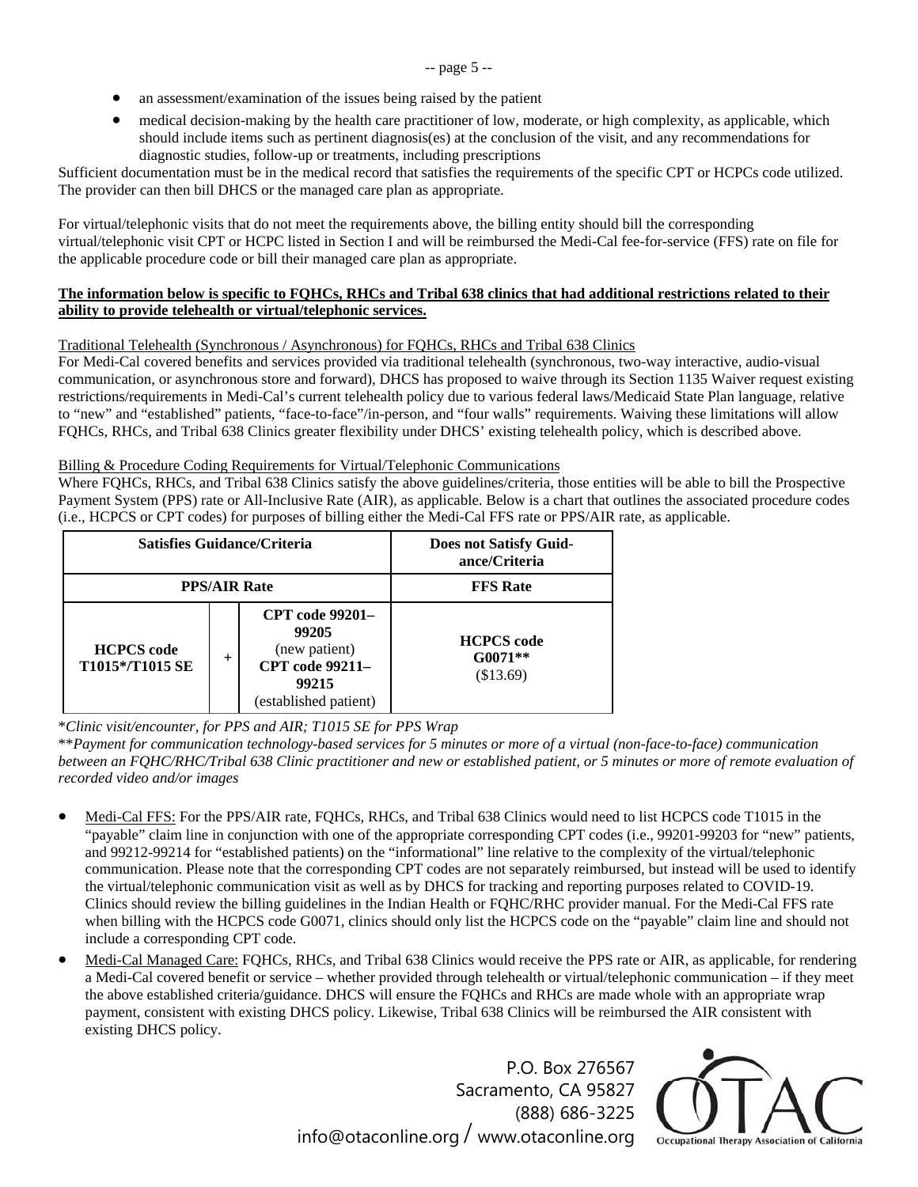- an assessment/examination of the issues being raised by the patient
- medical decision-making by the health care practitioner of low, moderate, or high complexity, as applicable, which should include items such as pertinent diagnosis(es) at the conclusion of the visit, and any recommendations for diagnostic studies, follow-up or treatments, including prescriptions

Sufficient documentation must be in the medical record that satisfies the requirements of the specific CPT or HCPCs code utilized. The provider can then bill DHCS or the managed care plan as appropriate.

For virtual/telephonic visits that do not meet the requirements above, the billing entity should bill the corresponding virtual/telephonic visit CPT or HCPC listed in Section I and will be reimbursed the Medi-Cal fee-for-service (FFS) rate on file for the applicable procedure code or bill their managed care plan as appropriate.

**The information below is specific to FQHCs, RHCs and Tribal 638 clinics that had additional restrictions related to their ability to provide telehealth or virtual/telephonic services.**

Traditional Telehealth (Synchronous / Asynchronous) for FQHCs, RHCs and Tribal 638 Clinics

For Medi-Cal covered benefits and services provided via traditional telehealth (synchronous, two-way interactive, audio-visual communication, or asynchronous store and forward), DHCS has proposed to waive through its Section 1135 Waiver request existing restrictions/requirements in Medi-Cal's current telehealth policy due to various federal laws/Medicaid State Plan language, relative to "new" and "established" patients, "face-to-face"/in-person, and "four walls" requirements. Waiving these limitations will allow FQHCs, RHCs, and Tribal 638 Clinics greater flexibility under DHCS' existing telehealth policy, which is described above.

Billing & Procedure Coding Requirements for Virtual/Telephonic Communications

Where FQHCs, RHCs, and Tribal 638 Clinics satisfy the above guidelines/criteria, those entities will be able to bill the Prospective Payment System (PPS) rate or All-Inclusive Rate (AIR), as applicable. Below is a chart that outlines the associated procedure codes (i.e., HCPCS or CPT codes) for purposes of billing either the Medi-Cal FFS rate or PPS/AIR rate, as applicable.

| **Satisfies Guidance/Criteria** | | | **Does not Satisfy Guidance/Criteria** |
|---|---|---|---|
| **PPS/AIR Rate** | | | **FFS Rate** |
| **HCPCS code T1015*/T1015 SE** | + | **CPT code 99201–99205** (new patient) **CPT code 99211–99215** (established patient) | **HCPCS code G0071**** ($13.69) |

**Clinic visit/encounter, for PPS and AIR; T1015 SE for PPS Wrap*

***Payment for communication technology-based services for 5 minutes or more of a virtual (non-face-to-face) communication between an FQHC/RHC/Tribal 638 Clinic practitioner and new or established patient, or 5 minutes or more of remote evaluation of recorded video and/or images*

- Medi-Cal FFS: For the PPS/AIR rate, FQHCs, RHCs, and Tribal 638 Clinics would need to list HCPCS code T1015 in the "payable" claim line in conjunction with one of the appropriate corresponding CPT codes (i.e., 99201-99203 for "new" patients, and 99212-99214 for "established patients) on the "informational" line relative to the complexity of the virtual/telephonic communication. Please note that the corresponding CPT codes are not separately reimbursed, but instead will be used to identify the virtual/telephonic communication visit as well as by DHCS for tracking and reporting purposes related to COVID-19. Clinics should review the billing guidelines in the Indian Health or FQHC/RHC provider manual. For the Medi-Cal FFS rate when billing with the HCPCS code G0071, clinics should only list the HCPCS code on the "payable" claim line and should not include a corresponding CPT code.
- Medi-Cal Managed Care: FQHCs, RHCs, and Tribal 638 Clinics would receive the PPS rate or AIR, as applicable, for rendering a Medi-Cal covered benefit or service – whether provided through telehealth or virtual/telephonic communication – if they meet the above established criteria/guidance. DHCS will ensure the FQHCs and RHCs are made whole with an appropriate wrap payment, consistent with existing DHCS policy. Likewise, Tribal 638 Clinics will be reimbursed the AIR consistent with existing DHCS policy.